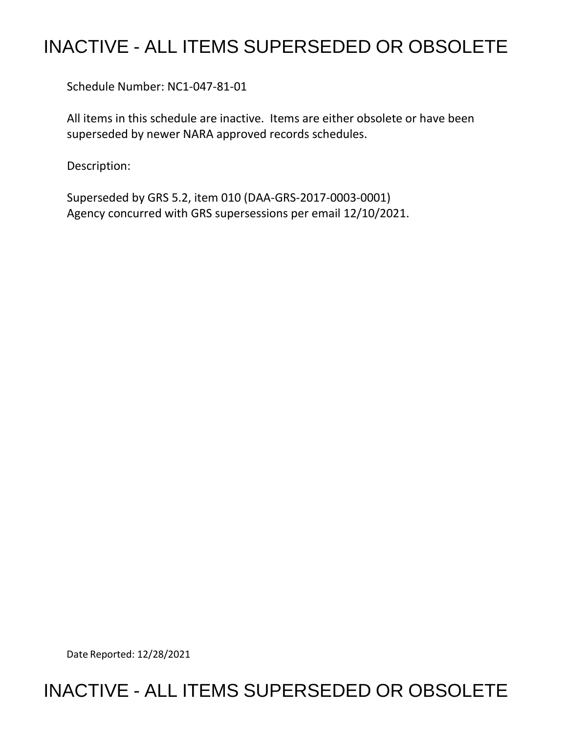# INACTIVE - ALL ITEMS SUPERSEDED OR OBSOLETE

Schedule Number: NC1-047-81-01

All items in this schedule are inactive. Items are either obsolete or have been superseded by newer NARA approved records schedules.

Description:

Superseded by GRS 5.2, item 010 (DAA-GRS-2017-0003-0001)
Agency concurred with GRS supersessions per email 12/10/2021.

Date Reported: 12/28/2021

# INACTIVE - ALL ITEMS SUPERSEDED OR OBSOLETE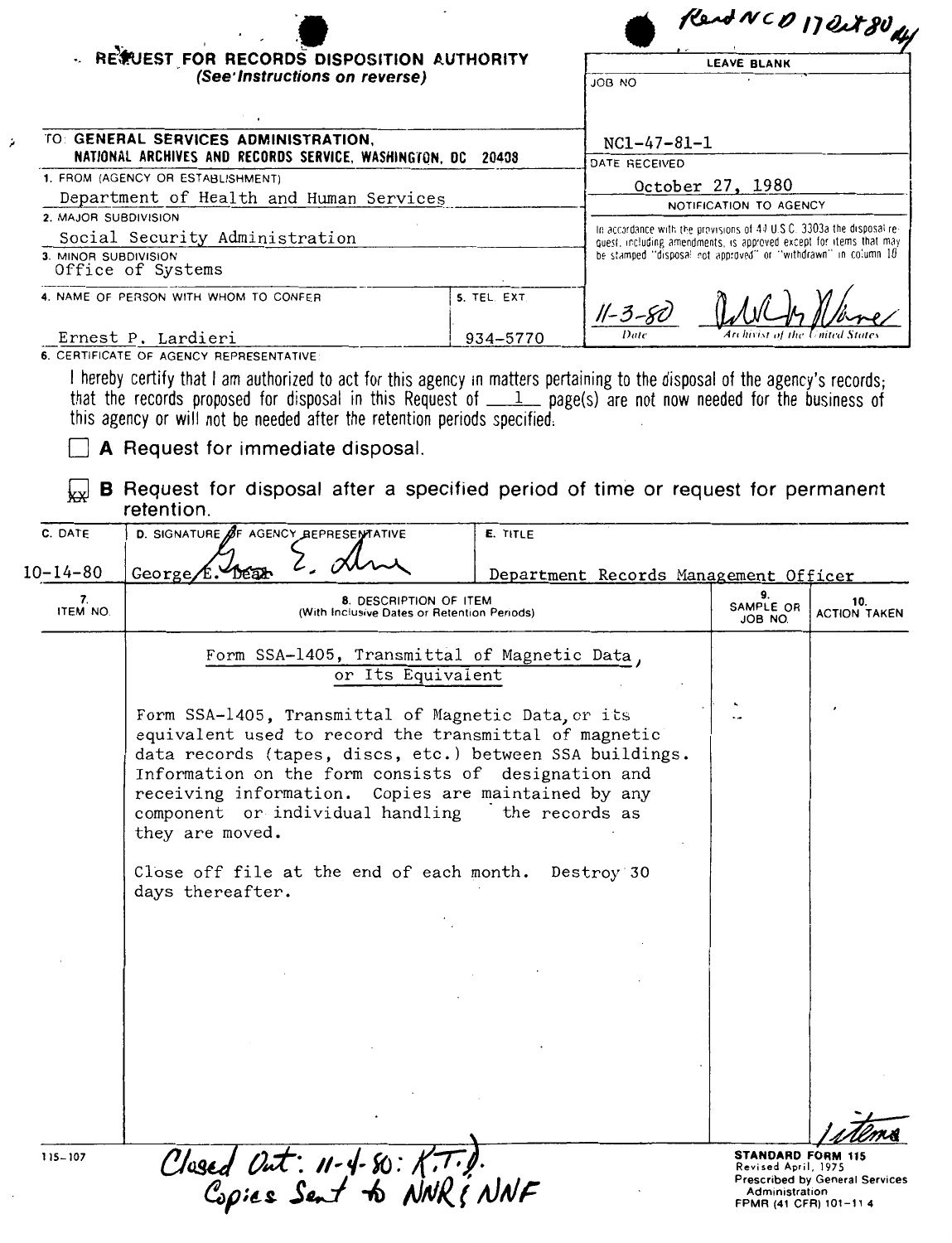Recd NCD 17 Oct 80

# REQUEST FOR RECORDS DISPOSITION AUTHORITY

*(See Instructions on reverse)*

| LEAVE BLANK |
|---|
| JOB NO |
| NC1-47-81-1 |
| DATE RECEIVED |
| October 27, 1980 |
| NOTIFICATION TO AGENCY |
| In accordance with the provisions of 44 U.S.C. 3303a the disposal request, including amendments, is approved except for items that may be stamped "disposal not approved" or "withdrawn" in column 10 |
| 11-3-80 (Date) — [signature] (Archivist of the United States) |

TO: **GENERAL SERVICES ADMINISTRATION, NATIONAL ARCHIVES AND RECORDS SERVICE, WASHINGTON, DC 20408**

1. FROM (AGENCY OR ESTABLISHMENT)
   Department of Health and Human Services
2. MAJOR SUBDIVISION
   Social Security Administration
3. MINOR SUBDIVISION
   Office of Systems
4. NAME OF PERSON WITH WHOM TO CONFER
   Ernest P. Lardieri
5. TEL. EXT.
   934-5770
6. CERTIFICATE OF AGENCY REPRESENTATIVE

I hereby certify that I am authorized to act for this agency in matters pertaining to the disposal of the agency's records; that the records proposed for disposal in this Request of 1 page(s) are not now needed for the business of this agency or will not be needed after the retention periods specified.

☐ **A** Request for immediate disposal.

☒ **B** Request for disposal after a specified period of time or request for permanent retention.

| C. DATE | D. SIGNATURE OF AGENCY REPRESENTATIVE | E. TITLE |
|---|---|---|
| 10-14-80 | George E. Dean | Department Records Management Officer |

| 7. ITEM NO. | 8. DESCRIPTION OF ITEM (With Inclusive Dates or Retention Periods) | 9. SAMPLE OR JOB NO. | 10. ACTION TAKEN |
|---|---|---|---|
| | Form SSA-1405, Transmittal of Magnetic Data, or Its Equivalent<br><br>Form SSA-1405, Transmittal of Magnetic Data, or its equivalent used to record the transmittal of magnetic data records (tapes, discs, etc.) between SSA buildings. Information on the form consists of designation and receiving information. Copies are maintained by any component or individual handling the records as they are moved.<br><br>Close off file at the end of each month. Destroy 30 days thereafter. | | 1 items |

115-107

Closed Out: 11-4-80: K.T.D.
Copies Sent to NNR & NNF

**STANDARD FORM 115**
Revised April, 1975
Prescribed by General Services Administration
FPMR (41 CFR) 101-11.4